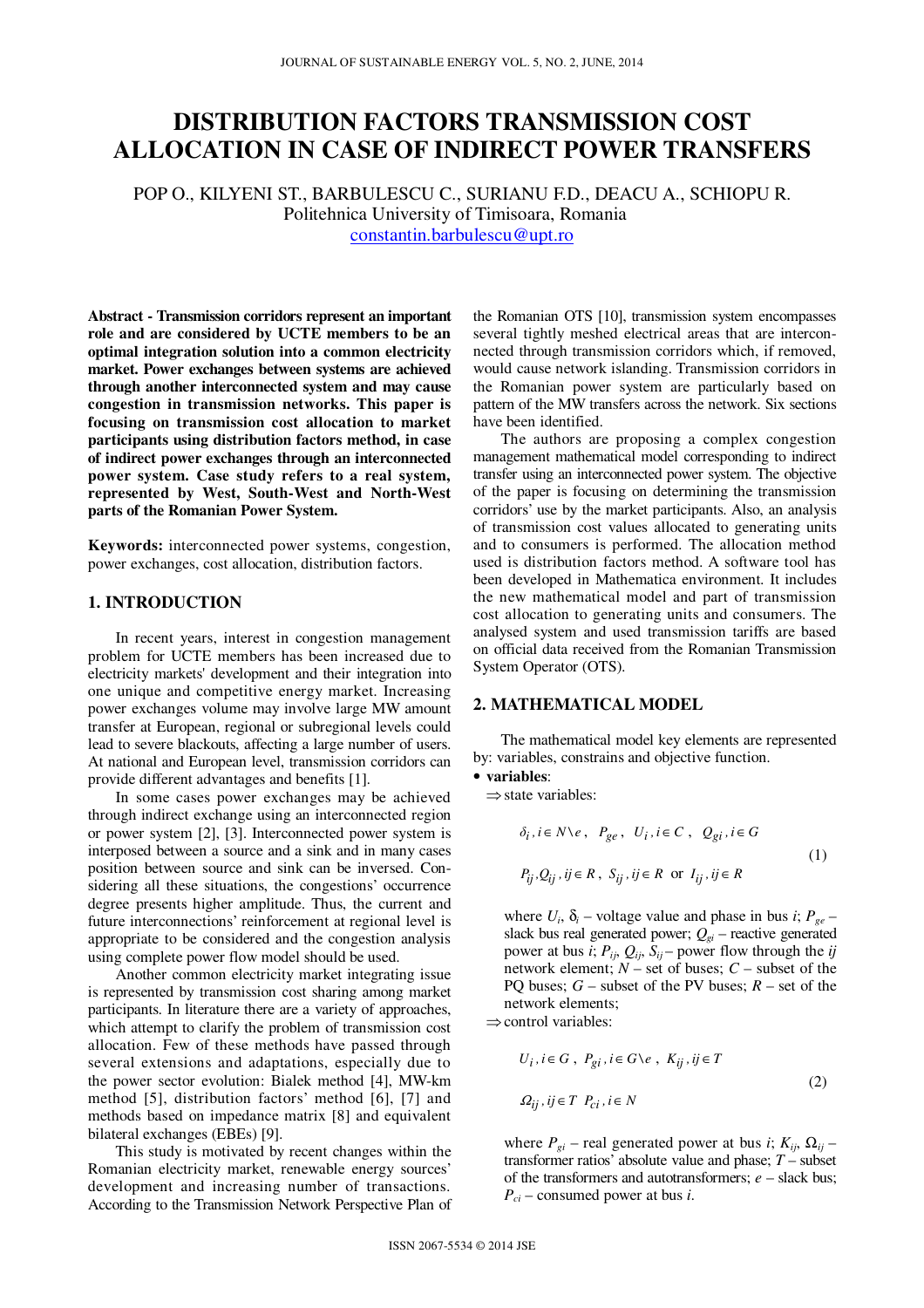# DISTRIBUTION FACTORS TRANSMISSION COST ALLOCATION IN CASE OF INDIRECT POWER TRANSFERS

POP O., KILYENI ST., BARBULESCU C., SURIANU F.D., DEACU A., SCHIOPU R.
Politehnica University of Timisoara, Romania
constantin.barbulescu@upt.ro

**Abstract - Transmission corridors represent an important role and are considered by UCTE members to be an optimal integration solution into a common electricity market. Power exchanges between systems are achieved through another interconnected system and may cause congestion in transmission networks. This paper is focusing on transmission cost allocation to market participants using distribution factors method, in case of indirect power exchanges through an interconnected power system. Case study refers to a real system, represented by West, South-West and North-West parts of the Romanian Power System.**

**Keywords:** interconnected power systems, congestion, power exchanges, cost allocation, distribution factors.

## 1. INTRODUCTION

In recent years, interest in congestion management problem for UCTE members has been increased due to electricity markets' development and their integration into one unique and competitive energy market. Increasing power exchanges volume may involve large MW amount transfer at European, regional or subregional levels could lead to severe blackouts, affecting a large number of users. At national and European level, transmission corridors can provide different advantages and benefits [1].

In some cases power exchanges may be achieved through indirect exchange using an interconnected region or power system [2], [3]. Interconnected power system is interposed between a source and a sink and in many cases position between source and sink can be inversed. Considering all these situations, the congestions' occurrence degree presents higher amplitude. Thus, the current and future interconnections' reinforcement at regional level is appropriate to be considered and the congestion analysis using complete power flow model should be used.

Another common electricity market integrating issue is represented by transmission cost sharing among market participants. In literature there are a variety of approaches, which attempt to clarify the problem of transmission cost allocation. Few of these methods have passed through several extensions and adaptations, especially due to the power sector evolution: Bialek method [4], MW-km method [5], distribution factors' method [6], [7] and methods based on impedance matrix [8] and equivalent bilateral exchanges (EBEs) [9].

This study is motivated by recent changes within the Romanian electricity market, renewable energy sources' development and increasing number of transactions. According to the Transmission Network Perspective Plan of the Romanian OTS [10], transmission system encompasses several tightly meshed electrical areas that are interconnected through transmission corridors which, if removed, would cause network islanding. Transmission corridors in the Romanian power system are particularly based on pattern of the MW transfers across the network. Six sections have been identified.

The authors are proposing a complex congestion management mathematical model corresponding to indirect transfer using an interconnected power system. The objective of the paper is focusing on determining the transmission corridors' use by the market participants. Also, an analysis of transmission cost values allocated to generating units and to consumers is performed. The allocation method used is distribution factors method. A software tool has been developed in Mathematica environment. It includes the new mathematical model and part of transmission cost allocation to generating units and consumers. The analysed system and used transmission tariffs are based on official data received from the Romanian Transmission System Operator (OTS).

## 2. MATHEMATICAL MODEL

The mathematical model key elements are represented by: variables, constrains and objective function.

- **variables**:

⇒ state variables:

$$\delta_i, i \in N \setminus e, \quad P_{ge}, \quad U_i, i \in C, \quad Q_{gi}, i \in G$$
$$P_{ij}, Q_{ij}, ij \in R, \quad S_{ij}, ij \in R \text{ or } I_{ij}, ij \in R \tag{1}$$

where $U_i$, $\delta_i$ – voltage value and phase in bus $i$; $P_{ge}$ – slack bus real generated power; $Q_{gi}$ – reactive generated power at bus $i$; $P_{ij}$, $Q_{ij}$, $S_{ij}$ – power flow through the $ij$ network element; $N$ – set of buses; $C$ – subset of the PQ buses; $G$ – subset of the PV buses; $R$ – set of the network elements;

⇒ control variables:

$$U_i, i \in G, \quad P_{gi}, i \in G \setminus e, \quad K_{ij}, ij \in T$$
$$\Omega_{ij}, ij \in T \quad P_{ci}, i \in N \tag{2}$$

where $P_{gi}$ – real generated power at bus $i$; $K_{ij}$, $\Omega_{ij}$ – transformer ratios' absolute value and phase; $T$ – subset of the transformers and autotransformers; $e$ – slack bus; $P_{ci}$ – consumed power at bus $i$.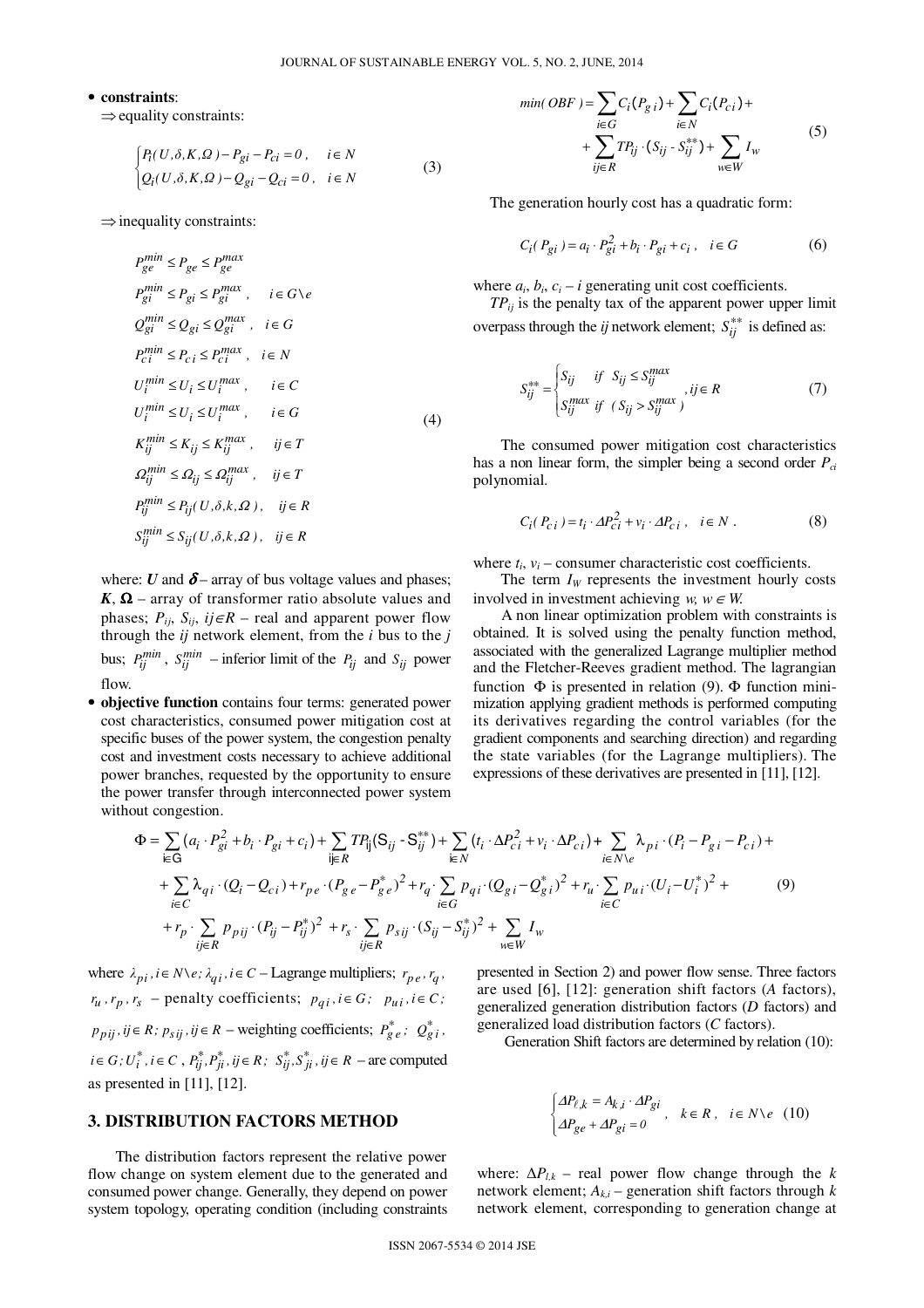- **constraints**:

  $\Rightarrow$ equality constraints:

$$\begin{cases} P_i(U,\delta,K,\Omega) - P_{gi} - P_{ci} = 0\,, & i \in N \\ Q_i(U,\delta,K,\Omega) - Q_{gi} - Q_{ci} = 0\,, & i \in N \end{cases} \tag{3}$$

  $\Rightarrow$ inequality constraints:

$$\begin{aligned}
& P_{ge}^{min} \le P_{ge} \le P_{ge}^{max} \\
& P_{gi}^{min} \le P_{gi} \le P_{gi}^{max}\,, \quad i \in G \setminus e \\
& Q_{gi}^{min} \le Q_{gi} \le Q_{gi}^{max}\,, \quad i \in G \\
& P_{ci}^{min} \le P_{ci} \le P_{ci}^{max}\,, \quad i \in N \\
& U_i^{min} \le U_i \le U_i^{max}\,, \quad i \in C \\
& U_i^{min} \le U_i \le U_i^{max}\,, \quad i \in G \\
& K_{ij}^{min} \le K_{ij} \le K_{ij}^{max}\,, \quad ij \in T \\
& \Omega_{ij}^{min} \le \Omega_{ij} \le \Omega_{ij}^{max}\,, \quad ij \in T \\
& P_{ij}^{min} \le P_{ij}(U,\delta,k,\Omega)\,, \quad ij \in R \\
& S_{ij}^{min} \le S_{ij}(U,\delta,k,\Omega)\,, \quad ij \in R
\end{aligned} \tag{4}$$

where: $\boldsymbol{U}$ and $\boldsymbol{\delta}$ – array of bus voltage values and phases; $\boldsymbol{K}$, $\boldsymbol{\Omega}$ – array of transformer ratio absolute values and phases; $P_{ij}$, $S_{ij}$, $ij \in R$ – real and apparent power flow through the $ij$ network element, from the $i$ bus to the $j$ bus; $P_{ij}^{min}$, $S_{ij}^{min}$ – inferior limit of the $P_{ij}$ and $S_{ij}$ power flow.

- **objective function** contains four terms: generated power cost characteristics, consumed power mitigation cost at specific buses of the power system, the congestion penalty cost and investment costs necessary to achieve additional power branches, requested by the opportunity to ensure the power transfer through interconnected power system without congestion.

$$\begin{aligned} min(\,OBF\,) = & \sum_{i \in G} C_i(P_{g\,i}) + \sum_{i \in N} C_i(P_{c\,i}) + \\ & + \sum_{ij \in R} TP_{ij} \cdot (S_{ij} - S_{ij}^{**}) + \sum_{w \in W} I_w \end{aligned} \tag{5}$$

The generation hourly cost has a quadratic form:

$$C_i(\,P_{gi}\,) = a_i \cdot P_{gi}^2 + b_i \cdot P_{gi} + c_i\,, \quad i \in G \tag{6}$$

where $a_i$, $b_i$, $c_i$ – $i$ generating unit cost coefficients.

$TP_{ij}$ is the penalty tax of the apparent power upper limit overpass through the $ij$ network element; $S_{ij}^{**}$ is defined as:

$$S_{ij}^{**} = \begin{cases} S_{ij} & if \;\; S_{ij} \le S_{ij}^{max} \\ S_{ij}^{max} & if \;\; (\,S_{ij} > S_{ij}^{max}\,) \end{cases}, ij \in R \tag{7}$$

The consumed power mitigation cost characteristics has a non linear form, the simpler being a second order $P_{ci}$ polynomial.

$$C_i(\,P_{c\,i}\,) = t_i \cdot \Delta P_{ci}^2 + v_i \cdot \Delta P_{c\,i}\,, \quad i \in N\,. \tag{8}$$

where $t_i$, $v_i$ – consumer characteristic cost coefficients.

The term $I_W$ represents the investment hourly costs involved in investment achieving $w$, $w \in W$.

A non linear optimization problem with constraints is obtained. It is solved using the penalty function method, associated with the generalized Lagrange multiplier method and the Fletcher-Reeves gradient method. The lagrangian function $\Phi$ is presented in relation (9). $\Phi$ function minimization applying gradient methods is performed computing its derivatives regarding the control variables (for the gradient components and searching direction) and regarding the state variables (for the Lagrange multipliers). The expressions of these derivatives are presented in [11], [12].

$$\begin{aligned}
\Phi = & \sum_{i \in G} (a_i \cdot P_{gi}^2 + b_i \cdot P_{gi} + c_i) + \sum_{ij \in R} TP_{ij}(S_{ij} - S_{ij}^{**}) + \sum_{i \in N} (t_i \cdot \Delta P_{ci}^2 + v_i \cdot \Delta P_{ci}) + \sum_{i \in N \setminus e} \lambda_{p\,i} \cdot (P_i - P_{g\,i} - P_{c\,i}) + \\
& + \sum_{i \in C} \lambda_{q\,i} \cdot (Q_i - Q_{c\,i}) + r_{p\,e} \cdot (P_{g\,e} - P_{g\,e}^*)^2 + r_q \cdot \sum_{i \in G} p_{q\,i} \cdot (Q_{g\,i} - Q_{g\,i}^*)^2 + r_u \cdot \sum_{i \in C} p_{u\,i} \cdot (U_i - U_i^*)^2 + \\
& + r_p \cdot \sum_{ij \in R} p_{p\,ij} \cdot (P_{ij} - P_{ij}^*)^2 + r_s \cdot \sum_{ij \in R} p_{s\,ij} \cdot (S_{ij} - S_{ij}^*)^2 + \sum_{w \in W} I_w
\end{aligned} \tag{9}$$

where $\lambda_{pi}, i \in N \setminus e; \lambda_{qi}, i \in C$ – Lagrange multipliers; $r_{pe}$, $r_q$, $r_u$, $r_p$, $r_s$ – penalty coefficients; $p_{qi}, i \in G$; $p_{ui}, i \in C$; $p_{pij}, ij \in R$; $p_{sij}, ij \in R$ – weighting coefficients; $P_{ge}^*$; $Q_{gi}^*$, $i \in G$; $U_i^*, i \in C$, $P_{ij}^*, P_{ji}^*, ij \in R$; $S_{ij}^*, S_{ji}^*, ij \in R$ – are computed as presented in [11], [12].

## 3. DISTRIBUTION FACTORS METHOD

The distribution factors represent the relative power flow change on system element due to the generated and consumed power change. Generally, they depend on power system topology, operating condition (including constraints presented in Section 2) and power flow sense. Three factors are used [6], [12]: generation shift factors ($A$ factors), generalized generation distribution factors ($D$ factors) and generalized load distribution factors ($C$ factors).

Generation Shift factors are determined by relation (10):

$$\begin{cases} \Delta P_{\ell,k} = A_{k,i} \cdot \Delta P_{gi} \\ \Delta P_{ge} + \Delta P_{gi} = 0 \end{cases}, \quad k \in R\,, \quad i \in N \setminus e \tag{10}$$

where: $\Delta P_{l,k}$ – real power flow change through the $k$ network element; $A_{k,i}$ – generation shift factors through $k$ network element, corresponding to generation change at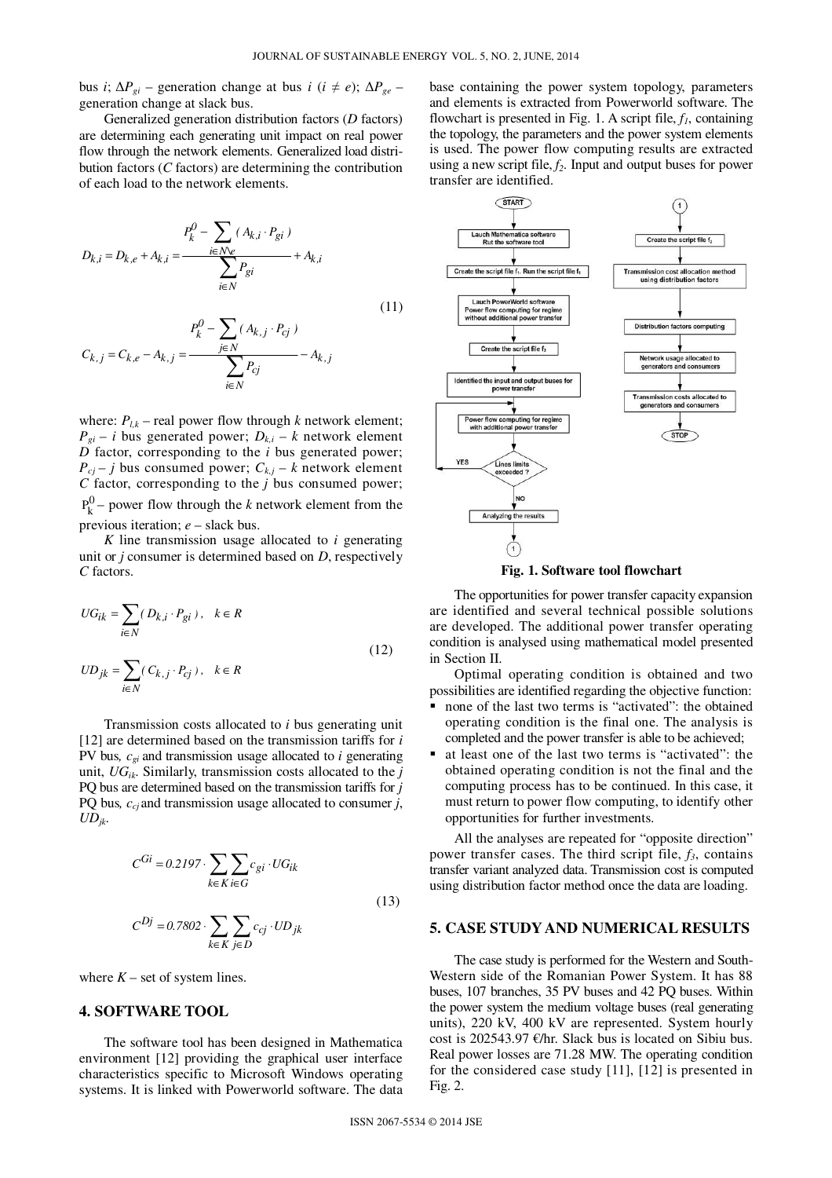bus $i$; $\Delta P_{gi}$ – generation change at bus $i$ ($i \neq e$); $\Delta P_{ge}$ – generation change at slack bus.

Generalized generation distribution factors ($D$ factors) are determining each generating unit impact on real power flow through the network elements. Generalized load distribution factors ($C$ factors) are determining the contribution of each load to the network elements.

$$D_{k,i} = D_{k,e} + A_{k,i} = \frac{P_k^0 - \sum_{i \in N \setminus e} (A_{k,i} \cdot P_{gi})}{\sum_{i \in N} P_{gi}} + A_{k,i}$$

$$C_{k,j} = C_{k,e} - A_{k,j} = \frac{P_k^0 - \sum_{j \in N} (A_{k,j} \cdot P_{cj})}{\sum_{i \in N} P_{cj}} - A_{k,j} \tag{11}$$

where: $P_{l,k}$ – real power flow through $k$ network element; $P_{gi}$ – $i$ bus generated power; $D_{k,i}$ – $k$ network element $D$ factor, corresponding to the $i$ bus generated power; $P_{cj}$ – $j$ bus consumed power; $C_{k,j}$ – $k$ network element $C$ factor, corresponding to the $j$ bus consumed power; $P_k^0$ – power flow through the $k$ network element from the previous iteration; $e$ – slack bus.

$K$ line transmission usage allocated to $i$ generating unit or $j$ consumer is determined based on $D$, respectively $C$ factors.

$$UG_{ik} = \sum_{i \in N} (D_{k,i} \cdot P_{gi}), \quad k \in R$$

$$UD_{jk} = \sum_{i \in N} (C_{k,j} \cdot P_{cj}), \quad k \in R \tag{12}$$

Transmission costs allocated to $i$ bus generating unit [12] are determined based on the transmission tariffs for $i$ PV bus, $c_{gi}$ and transmission usage allocated to $i$ generating unit, $UG_{ik}$. Similarly, transmission costs allocated to the $j$ PQ bus are determined based on the transmission tariffs for $j$ PQ bus, $c_{cj}$ and transmission usage allocated to consumer $j$, $UD_{jk}$.

$$C^{Gi} = 0.2197 \cdot \sum_{k \in K} \sum_{i \in G} c_{gi} \cdot UG_{ik}$$

$$C^{Dj} = 0.7802 \cdot \sum_{k \in K} \sum_{j \in D} c_{cj} \cdot UD_{jk} \tag{13}$$

where $K$ – set of system lines.

## 4. SOFTWARE TOOL

The software tool has been designed in Mathematica environment [12] providing the graphical user interface characteristics specific to Microsoft Windows operating systems. It is linked with Powerworld software. The data base containing the power system topology, parameters and elements is extracted from Powerworld software. The flowchart is presented in Fig. 1. A script file, $f_1$, containing the topology, the parameters and the power system elements is used. The power flow computing results are extracted using a new script file, $f_2$. Input and output buses for power transfer are identified.

**Fig. 1. Software tool flowchart**

The opportunities for power transfer capacity expansion are identified and several technical possible solutions are developed. The additional power transfer operating condition is analysed using mathematical model presented in Section II.

Optimal operating condition is obtained and two possibilities are identified regarding the objective function:

- none of the last two terms is "activated": the obtained operating condition is the final one. The analysis is completed and the power transfer is able to be achieved;
- at least one of the last two terms is "activated": the obtained operating condition is not the final and the computing process has to be continued. In this case, it must return to power flow computing, to identify other opportunities for further investments.

All the analyses are repeated for "opposite direction" power transfer cases. The third script file, $f_3$, contains transfer variant analyzed data. Transmission cost is computed using distribution factor method once the data are loading.

## 5. CASE STUDY AND NUMERICAL RESULTS

The case study is performed for the Western and South-Western side of the Romanian Power System. It has 88 buses, 107 branches, 35 PV buses and 42 PQ buses. Within the power system the medium voltage buses (real generating units), 220 kV, 400 kV are represented. System hourly cost is 202543.97 €/hr. Slack bus is located on Sibiu bus. Real power losses are 71.28 MW. The operating condition for the considered case study [11], [12] is presented in Fig. 2.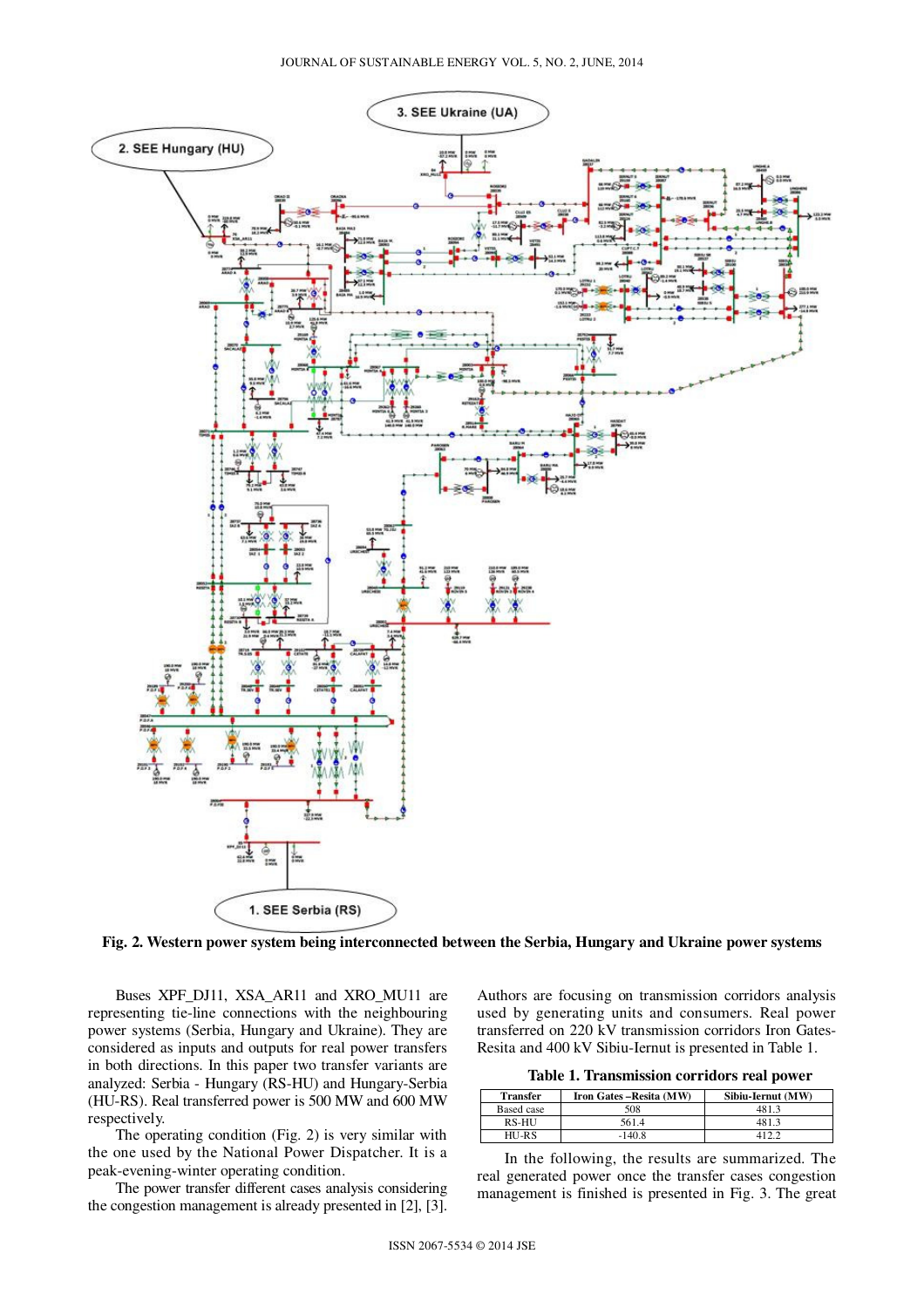Fig. 2. Western power system being interconnected between the Serbia, Hungary and Ukraine power systems

Buses XPF_DJ11, XSA_AR11 and XRO_MU11 are representing tie-line connections with the neighbouring power systems (Serbia, Hungary and Ukraine). They are considered as inputs and outputs for real power transfers in both directions. In this paper two transfer variants are analyzed: Serbia - Hungary (RS-HU) and Hungary-Serbia (HU-RS). Real transferred power is 500 MW and 600 MW respectively.

The operating condition (Fig. 2) is very similar with the one used by the National Power Dispatcher. It is a peak-evening-winter operating condition.

The power transfer different cases analysis considering the congestion management is already presented in [2], [3]. Authors are focusing on transmission corridors analysis used by generating units and consumers. Real power transferred on 220 kV transmission corridors Iron Gates-Resita and 400 kV Sibiu-Iernut is presented in Table 1.

**Table 1. Transmission corridors real power**

| Transfer | Iron Gates –Resita (MW) | Sibiu-Iernut (MW) |
|---|---|---|
| Based case | 508 | 481.3 |
| RS-HU | 561.4 | 481.3 |
| HU-RS | -140.8 | 412.2 |

In the following, the results are summarized. The real generated power once the transfer cases congestion management is finished is presented in Fig. 3. The great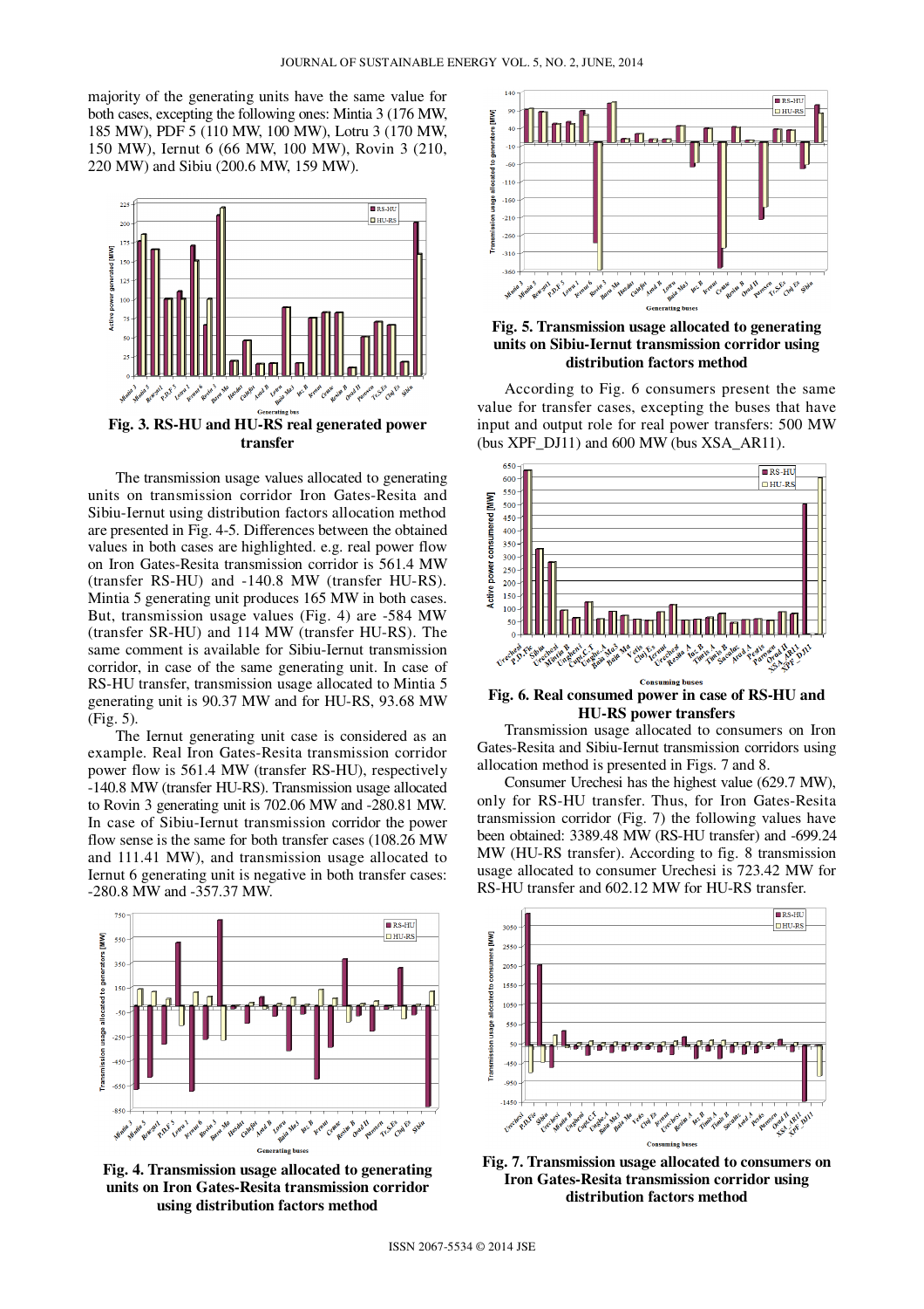majority of the generating units have the same value for both cases, excepting the following ones: Mintia 3 (176 MW, 185 MW), PDF 5 (110 MW, 100 MW), Lotru 3 (170 MW, 150 MW), Iernut 6 (66 MW, 100 MW), Rovin 3 (210, 220 MW) and Sibiu (200.6 MW, 159 MW).

**Fig. 3. RS-HU and HU-RS real generated power transfer**

The transmission usage values allocated to generating units on transmission corridor Iron Gates-Resita and Sibiu-Iernut using distribution factors allocation method are presented in Fig. 4-5. Differences between the obtained values in both cases are highlighted. e.g. real power flow on Iron Gates-Resita transmission corridor is 561.4 MW (transfer RS-HU) and -140.8 MW (transfer HU-RS). Mintia 5 generating unit produces 165 MW in both cases. But, transmission usage values (Fig. 4) are -584 MW (transfer SR-HU) and 114 MW (transfer HU-RS). The same comment is available for Sibiu-Iernut transmission corridor, in case of the same generating unit. In case of RS-HU transfer, transmission usage allocated to Mintia 5 generating unit is 90.37 MW and for HU-RS, 93.68 MW (Fig. 5).

The Iernut generating unit case is considered as an example. Real Iron Gates-Resita transmission corridor power flow is 561.4 MW (transfer RS-HU), respectively -140.8 MW (transfer HU-RS). Transmission usage allocated to Rovin 3 generating unit is 702.06 MW and -280.81 MW. In case of Sibiu-Iernut transmission corridor the power flow sense is the same for both transfer cases (108.26 MW and 111.41 MW), and transmission usage allocated to Iernut 6 generating unit is negative in both transfer cases: -280.8 MW and -357.37 MW.

**Fig. 4. Transmission usage allocated to generating units on Iron Gates-Resita transmission corridor using distribution factors method**

**Fig. 5. Transmission usage allocated to generating units on Sibiu-Iernut transmission corridor using distribution factors method**

According to Fig. 6 consumers present the same value for transfer cases, excepting the buses that have input and output role for real power transfers: 500 MW (bus XPF_DJ11) and 600 MW (bus XSA_AR11).

**Fig. 6. Real consumed power in case of RS-HU and HU-RS power transfers**

Transmission usage allocated to consumers on Iron Gates-Resita and Sibiu-Iernut transmission corridors using allocation method is presented in Figs. 7 and 8.

Consumer Urechesi has the highest value (629.7 MW), only for RS-HU transfer. Thus, for Iron Gates-Resita transmission corridor (Fig. 7) the following values have been obtained: 3389.48 MW (RS-HU transfer) and -699.24 MW (HU-RS transfer). According to fig. 8 transmission usage allocated to consumer Urechesi is 723.42 MW for RS-HU transfer and 602.12 MW for HU-RS transfer.

**Fig. 7. Transmission usage allocated to consumers on Iron Gates-Resita transmission corridor using distribution factors method**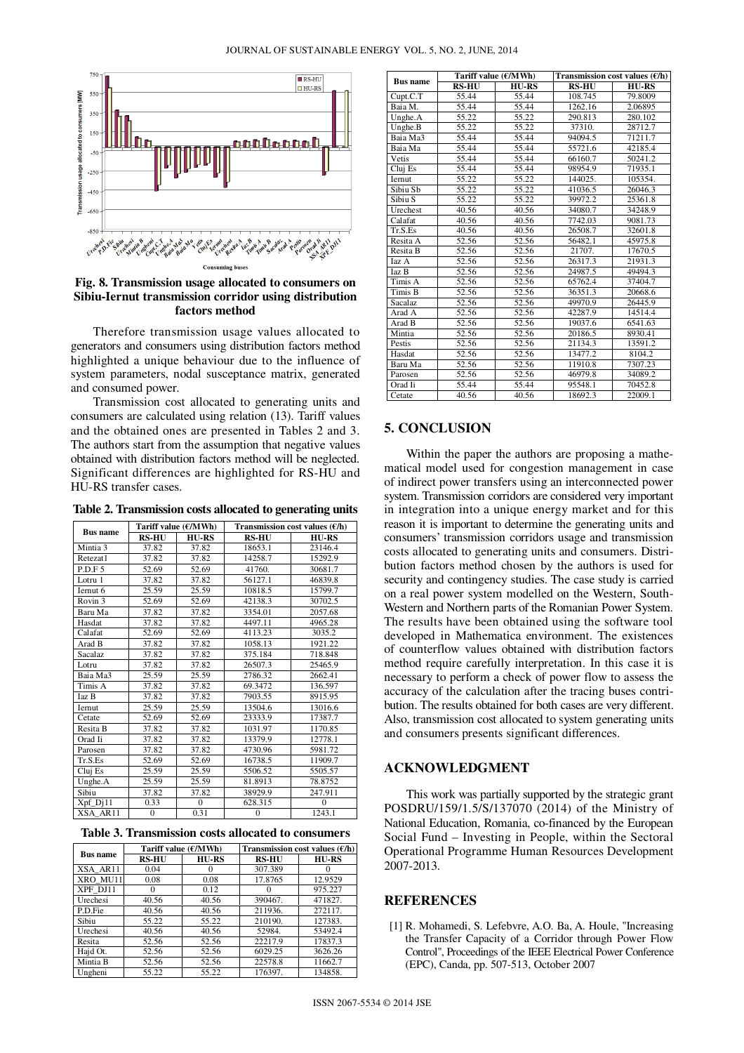**Fig. 8. Transmission usage allocated to consumers on Sibiu-Iernut transmission corridor using distribution factors method**

Therefore transmission usage values allocated to generators and consumers using distribution factors method highlighted a unique behaviour due to the influence of system parameters, nodal susceptance matrix, generated and consumed power.

Transmission cost allocated to generating units and consumers are calculated using relation (13). Tariff values and the obtained ones are presented in Tables 2 and 3. The authors start from the assumption that negative values obtained with distribution factors method will be neglected. Significant differences are highlighted for RS-HU and HU-RS transfer cases.

**Table 2. Transmission costs allocated to generating units**

| Bus name | Tariff value (€/MWh) | | Transmission cost values (€/h) | |
|---|---|---|---|---|
| | RS-HU | HU-RS | RS-HU | HU-RS |
| Mintia 3 | 37.82 | 37.82 | 18653.1 | 23146.4 |
| Retezat1 | 37.82 | 37.82 | 14258.7 | 15292.9 |
| P.D.F 5 | 52.69 | 52.69 | 41760. | 30681.7 |
| Lotru 1 | 37.82 | 37.82 | 56127.1 | 46839.8 |
| Iernut 6 | 25.59 | 25.59 | 10818.5 | 15799.7 |
| Rovin 3 | 52.69 | 52.69 | 42138.3 | 30702.5 |
| Baru Ma | 37.82 | 37.82 | 3354.01 | 2057.68 |
| Hasdat | 37.82 | 37.82 | 4497.11 | 4965.28 |
| Calafat | 52.69 | 52.69 | 4113.23 | 3035.2 |
| Arad B | 37.82 | 37.82 | 1058.13 | 1921.22 |
| Sacalaz | 37.82 | 37.82 | 375.184 | 718.848 |
| Lotru | 37.82 | 37.82 | 26507.3 | 25465.9 |
| Baia Ma3 | 25.59 | 25.59 | 2786.32 | 2662.41 |
| Timis A | 37.82 | 37.82 | 69.3472 | 136.597 |
| Iaz B | 37.82 | 37.82 | 7903.55 | 8915.95 |
| Iernut | 25.59 | 25.59 | 13504.6 | 13016.6 |
| Cetate | 52.69 | 52.69 | 23333.9 | 17387.7 |
| Resita B | 37.82 | 37.82 | 1031.97 | 1170.85 |
| Orad Ii | 37.82 | 37.82 | 13379.9 | 12778.1 |
| Parosen | 37.82 | 37.82 | 4730.96 | 5981.72 |
| Tr.S.Es | 52.69 | 52.69 | 16738.5 | 11909.7 |
| Cluj Es | 25.59 | 25.59 | 5506.52 | 5505.57 |
| Unghe.A | 25.59 | 25.59 | 81.8913 | 78.8752 |
| Sibiu | 37.82 | 37.82 | 38929.9 | 247.911 |
| Xpf_Dj11 | 0.33 | 0 | 628.315 | 0 |
| XSA_AR11 | 0 | 0.31 | 0 | 1243.1 |

**Table 3. Transmission costs allocated to consumers**

| Bus name | Tariff value (€/MWh) | | Transmission cost values (€/h) | |
|---|---|---|---|---|
| | RS-HU | HU-RS | RS-HU | HU-RS |
| XSA_AR11 | 0.04 | 0 | 307.389 | 0 |
| XRO_MU11 | 0.08 | 0.08 | 17.8765 | 12.9529 |
| XPF_DJ11 | 0 | 0.12 | 0 | 975.227 |
| Urechesi | 40.56 | 40.56 | 390467. | 471827. |
| P.D.Fie | 40.56 | 40.56 | 211936. | 272117. |
| Sibiu | 55.22 | 55.22 | 210190. | 127383. |
| Urechesi | 40.56 | 40.56 | 52984. | 53492.4 |
| Resita | 52.56 | 52.56 | 22217.9 | 17837.3 |
| Hajd Ot. | 52.56 | 52.56 | 6029.25 | 3626.26 |
| Mintia B | 52.56 | 52.56 | 22578.8 | 11662.7 |
| Ungheni | 55.22 | 55.22 | 176397. | 134858. |
| Cupt.C.T | 55.44 | 55.44 | 108.745 | 79.8009 |
| Baia M. | 55.44 | 55.44 | 1262.16 | 2.06895 |
| Unghe.A | 55.22 | 55.22 | 290.813 | 280.102 |
| Unghe.B | 55.22 | 55.22 | 37310. | 28712.7 |
| Baia Ma3 | 55.44 | 55.44 | 94094.5 | 71211.7 |
| Baia Ma | 55.44 | 55.44 | 55721.6 | 42185.4 |
| Vetis | 55.44 | 55.44 | 66160.7 | 50241.2 |
| Cluj Es | 55.44 | 55.44 | 98954.9 | 71935.1 |
| Iernut | 55.22 | 55.22 | 144025. | 105354. |
| Sibiu Sb | 55.22 | 55.22 | 41036.5 | 26046.3 |
| Sibiu S | 55.22 | 55.22 | 39972.2 | 25361.8 |
| Urechest | 40.56 | 40.56 | 34080.7 | 34248.9 |
| Calafat | 40.56 | 40.56 | 7742.03 | 9081.73 |
| Tr.S.Es | 40.56 | 40.56 | 26508.7 | 32601.8 |
| Resita A | 52.56 | 52.56 | 56482.1 | 45975.8 |
| Resita B | 52.56 | 52.56 | 21707. | 17670.5 |
| Iaz A | 52.56 | 52.56 | 26317.3 | 21931.3 |
| Iaz B | 52.56 | 52.56 | 24987.5 | 49494.3 |
| Timis A | 52.56 | 52.56 | 65762.4 | 37404.7 |
| Timis B | 52.56 | 52.56 | 36351.3 | 20668.6 |
| Sacalaz | 52.56 | 52.56 | 49970.9 | 26445.9 |
| Arad A | 52.56 | 52.56 | 42287.9 | 14514.4 |
| Arad B | 52.56 | 52.56 | 19037.6 | 6541.63 |
| Mintia | 52.56 | 52.56 | 20186.5 | 8930.41 |
| Pestis | 52.56 | 52.56 | 21134.3 | 13591.2 |
| Hasdat | 52.56 | 52.56 | 13477.2 | 8104.2 |
| Baru Ma | 52.56 | 52.56 | 11910.8 | 7307.23 |
| Parosen | 52.56 | 52.56 | 46979.8 | 34089.2 |
| Orad Ii | 55.44 | 55.44 | 95548.1 | 70452.8 |
| Cetate | 40.56 | 40.56 | 18692.3 | 22009.1 |

## 5. CONCLUSION

Within the paper the authors are proposing a mathematical model used for congestion management in case of indirect power transfers using an interconnected power system. Transmission corridors are considered very important in integration into a unique energy market and for this reason it is important to determine the generating units and consumers' transmission corridors usage and transmission costs allocated to generating units and consumers. Distribution factors method chosen by the authors is used for security and contingency studies. The case study is carried on a real power system modelled on the Western, South-Western and Northern parts of the Romanian Power System. The results have been obtained using the software tool developed in Mathematica environment. The existences of counterflow values obtained with distribution factors method require carefully interpretation. In this case it is necessary to perform a check of power flow to assess the accuracy of the calculation after the tracing buses contribution. The results obtained for both cases are very different. Also, transmission cost allocated to system generating units and consumers presents significant differences.

## ACKNOWLEDGMENT

This work was partially supported by the strategic grant POSDRU/159/1.5/S/137070 (2014) of the Ministry of National Education, Romania, co-financed by the European Social Fund – Investing in People, within the Sectoral Operational Programme Human Resources Development 2007-2013.

## REFERENCES

[1] R. Mohamedi, S. Lefebvre, A.O. Ba, A. Houle, "Increasing the Transfer Capacity of a Corridor through Power Flow Control", Proceedings of the IEEE Electrical Power Conference (EPC), Canda, pp. 507-513, October 2007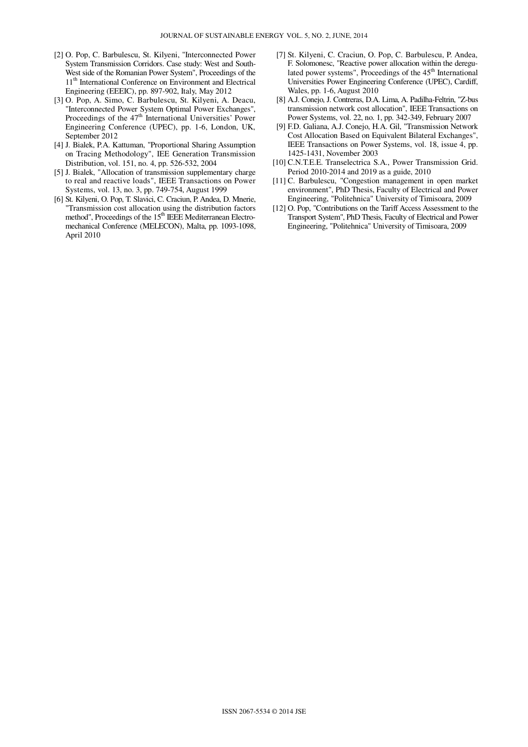[2] O. Pop, C. Barbulescu, St. Kilyeni, "Interconnected Power System Transmission Corridors. Case study: West and South-West side of the Romanian Power System", Proceedings of the 11th International Conference on Environment and Electrical Engineering (EEEIC), pp. 897-902, Italy, May 2012

[3] O. Pop, A. Simo, C. Barbulescu, St. Kilyeni, A. Deacu, "Interconnected Power System Optimal Power Exchanges", Proceedings of the 47th International Universities' Power Engineering Conference (UPEC), pp. 1-6, London, UK, September 2012

[4] J. Bialek, P.A. Kattuman, "Proportional Sharing Assumption on Tracing Methodology", IEE Generation Transmission Distribution, vol. 151, no. 4, pp. 526-532, 2004

[5] J. Bialek, "Allocation of transmission supplementary charge to real and reactive loads", IEEE Transactions on Power Systems, vol. 13, no. 3, pp. 749-754, August 1999

[6] St. Kilyeni, O. Pop, T. Slavici, C. Craciun, P. Andea, D. Mnerie, "Transmission cost allocation using the distribution factors method", Proceedings of the 15th IEEE Mediterranean Electromechanical Conference (MELECON), Malta, pp. 1093-1098, April 2010

[7] St. Kilyeni, C. Craciun, O. Pop, C. Barbulescu, P. Andea, F. Solomonesc, "Reactive power allocation within the deregulated power systems", Proceedings of the 45th International Universities Power Engineering Conference (UPEC), Cardiff, Wales, pp. 1-6, August 2010

[8] A.J. Conejo, J. Contreras, D.A. Lima, A. Padilha-Feltrin, "Z-bus transmission network cost allocation", IEEE Transactions on Power Systems, vol. 22, no. 1, pp. 342-349, February 2007

[9] F.D. Galiana, A.J. Conejo, H.A. Gil, "Transmission Network Cost Allocation Based on Equivalent Bilateral Exchanges", IEEE Transactions on Power Systems, vol. 18, issue 4, pp. 1425-1431, November 2003

[10] C.N.T.E.E. Transelectrica S.A., Power Transmission Grid. Period 2010-2014 and 2019 as a guide, 2010

[11] C. Barbulescu, "Congestion management in open market environment", PhD Thesis, Faculty of Electrical and Power Engineering, "Politehnica" University of Timisoara, 2009

[12] O. Pop, "Contributions on the Tariff Access Assessment to the Transport System", PhD Thesis, Faculty of Electrical and Power Engineering, "Politehnica" University of Timisoara, 2009